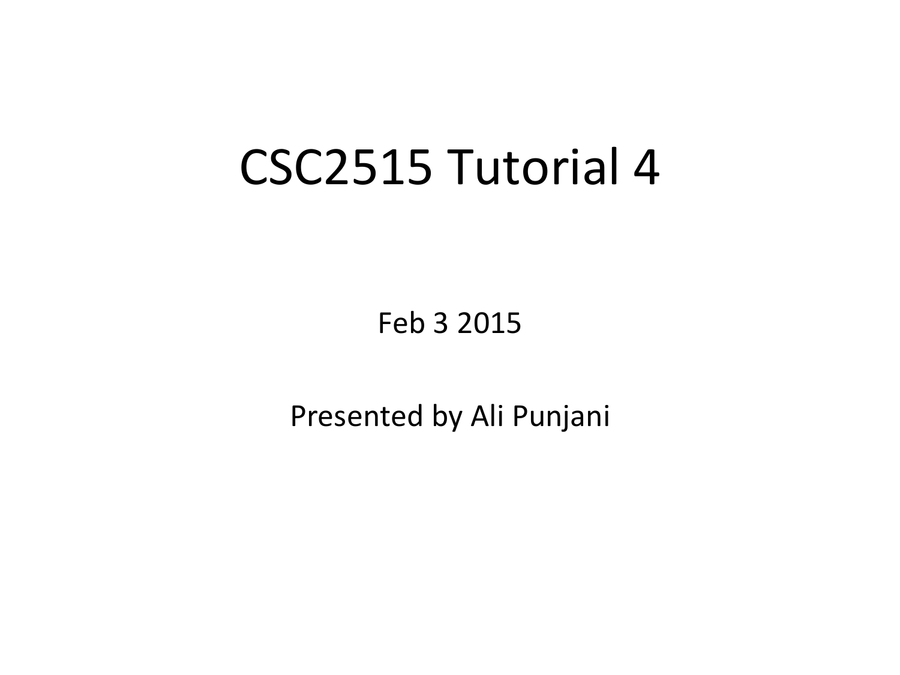# CSC2515 Tutorial 4

Feb 3 2015

Presented by Ali Punjani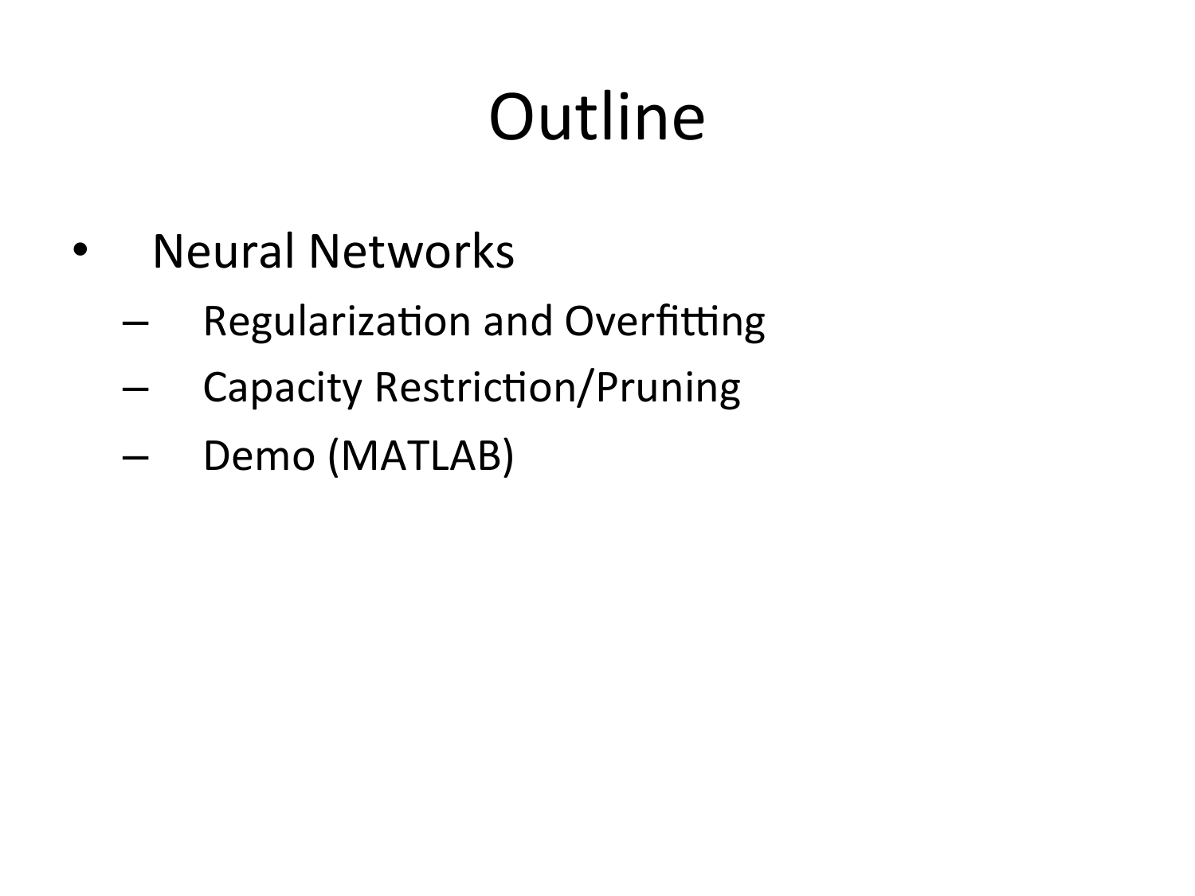# Outline

- Neural Networks
  - Regularization and Overfitting
  - Capacity Restriction/Pruning
  - Demo (MATLAB)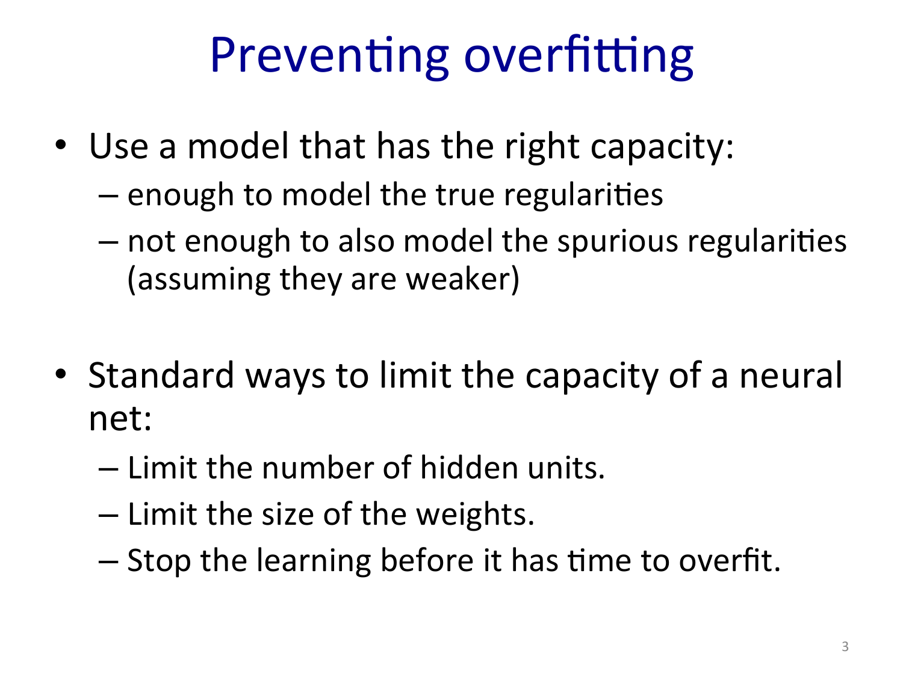# Preventing overfitting

- Use a model that has the right capacity:
  - enough to model the true regularities
  - not enough to also model the spurious regularities (assuming they are weaker)

- Standard ways to limit the capacity of a neural net:
  - Limit the number of hidden units.
  - Limit the size of the weights.
  - Stop the learning before it has time to overfit.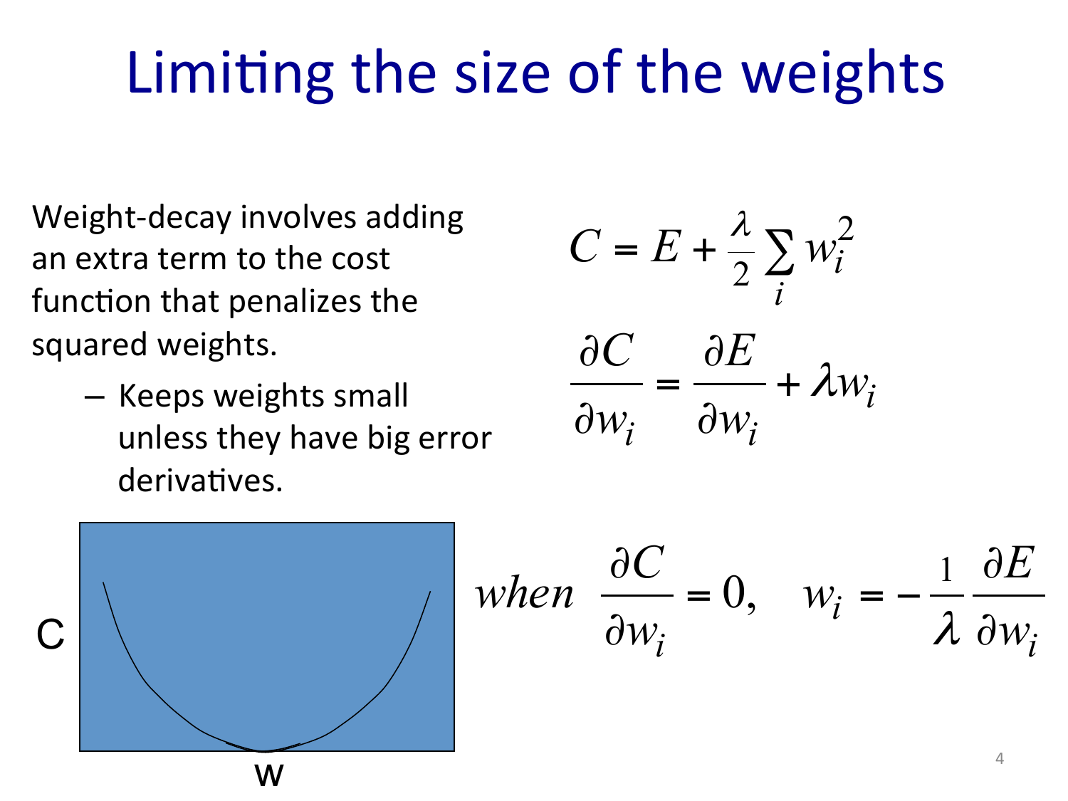# Limiting the size of the weights

Weight-decay involves adding an extra term to the cost function that penalizes the squared weights.

- Keeps weights small unless they have big error derivatives.

$$C = E + \frac{\lambda}{2} \sum_i w_i^2$$

$$\frac{\partial C}{\partial w_i} = \frac{\partial E}{\partial w_i} + \lambda w_i$$

$$when \quad \frac{\partial C}{\partial w_i} = 0, \quad w_i = -\frac{1}{\lambda} \frac{\partial E}{\partial w_i}$$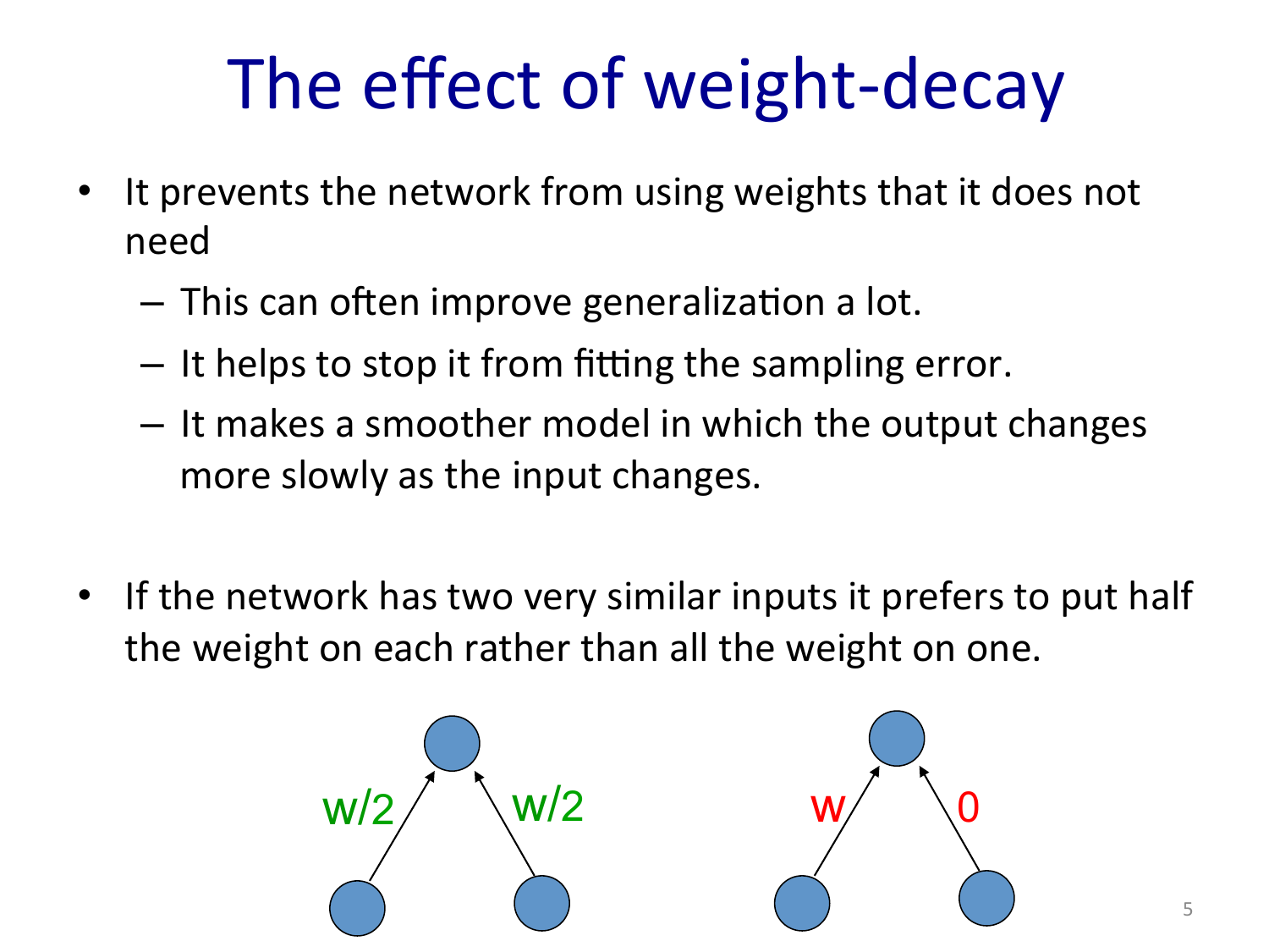# The effect of weight-decay

- It prevents the network from using weights that it does not need
  - This can often improve generalization a lot.
  - It helps to stop it from fitting the sampling error.
  - It makes a smoother model in which the output changes more slowly as the input changes.

- If the network has two very similar inputs it prefers to put half the weight on each rather than all the weight on one.

$w/2$ $w/2$ $w$ $0$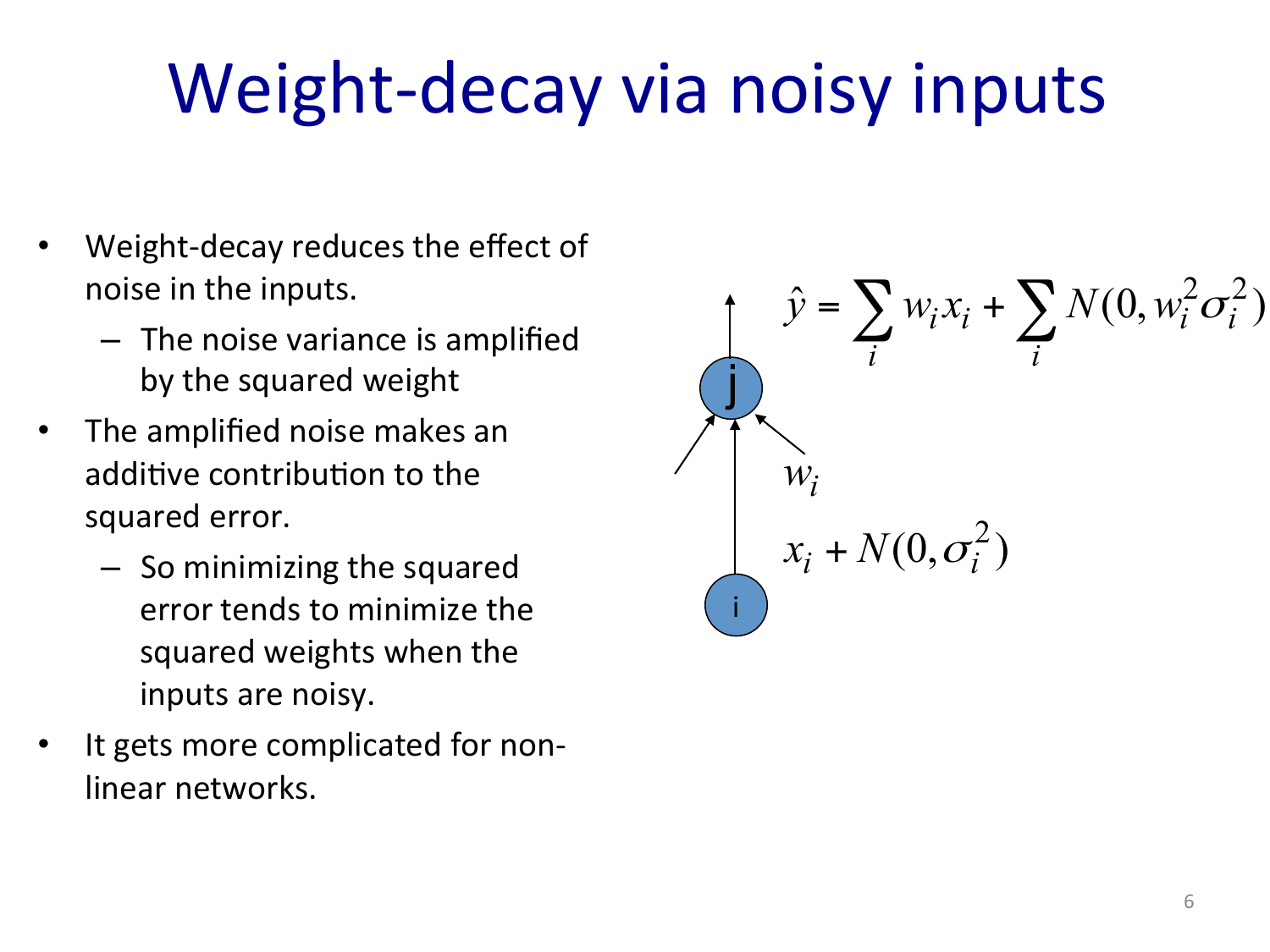# Weight-decay via noisy inputs

- Weight-decay reduces the effect of noise in the inputs.
  - The noise variance is amplified by the squared weight
- The amplified noise makes an additive contribution to the squared error.
  - So minimizing the squared error tends to minimize the squared weights when the inputs are noisy.
- It gets more complicated for non-linear networks.

$$\hat{y} = \sum_i w_i x_i + \sum_i N(0, w_i^2 \sigma_i^2)$$

$w_i$

$x_i + N(0, \sigma_i^2)$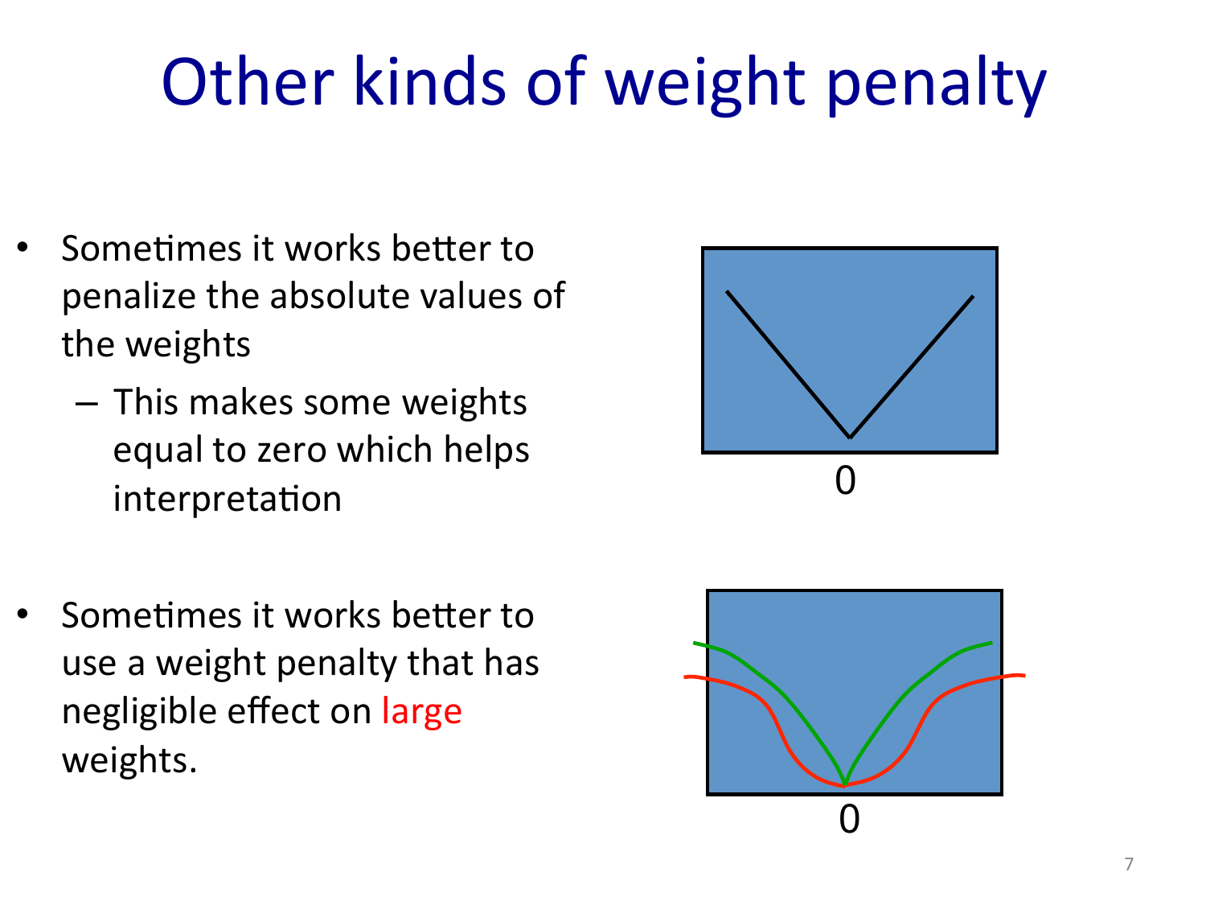# Other kinds of weight penalty

- Sometimes it works better to penalize the absolute values of the weights
  - This makes some weights equal to zero which helps interpretation

- Sometimes it works better to use a weight penalty that has negligible effect on large weights.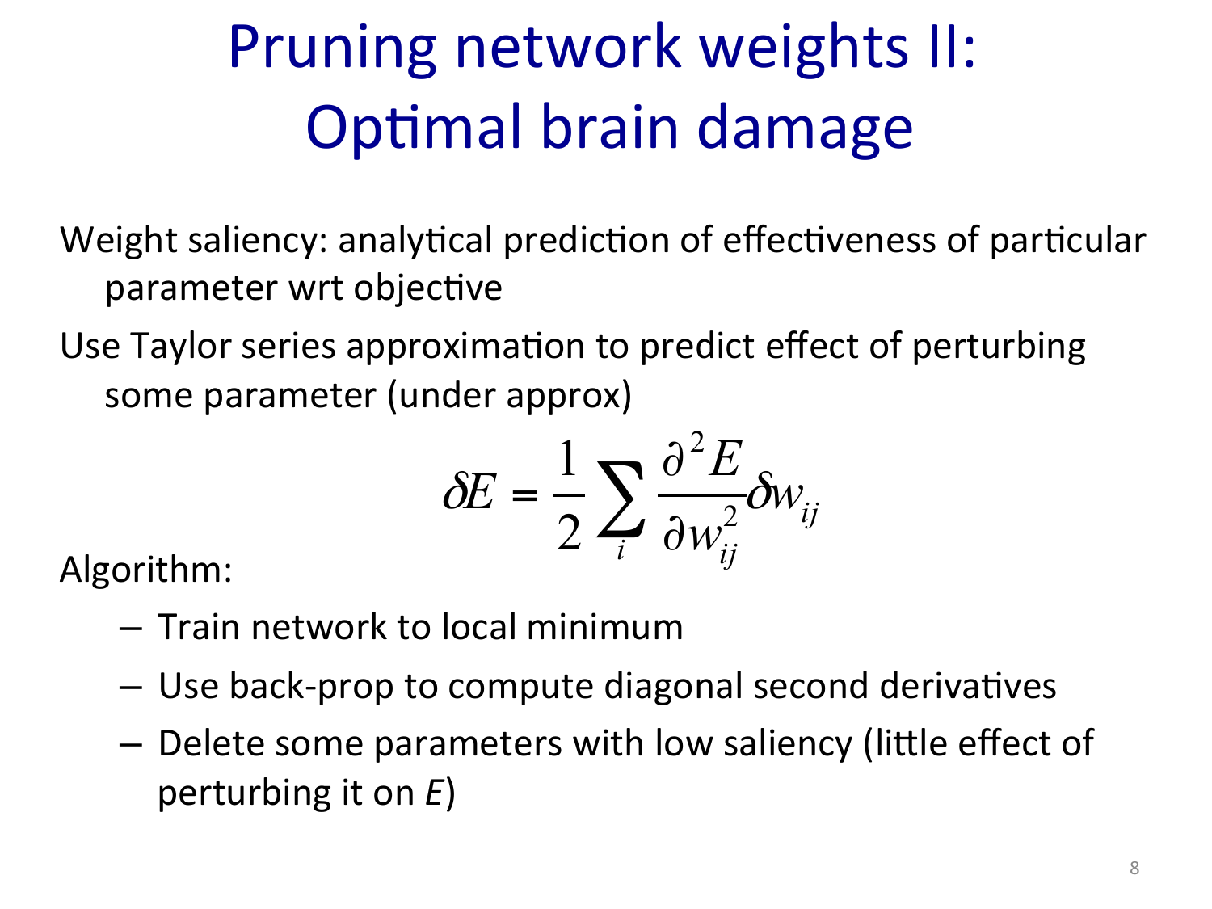# Pruning network weights II: Optimal brain damage

Weight saliency: analytical prediction of effectiveness of particular parameter wrt objective

Use Taylor series approximation to predict effect of perturbing some parameter (under approx)

$$\delta E = \frac{1}{2} \sum_i \frac{\partial^2 E}{\partial w_{ij}^2} \delta w_{ij}$$

Algorithm:

- Train network to local minimum
- Use back-prop to compute diagonal second derivatives
- Delete some parameters with low saliency (little effect of perturbing it on *E*)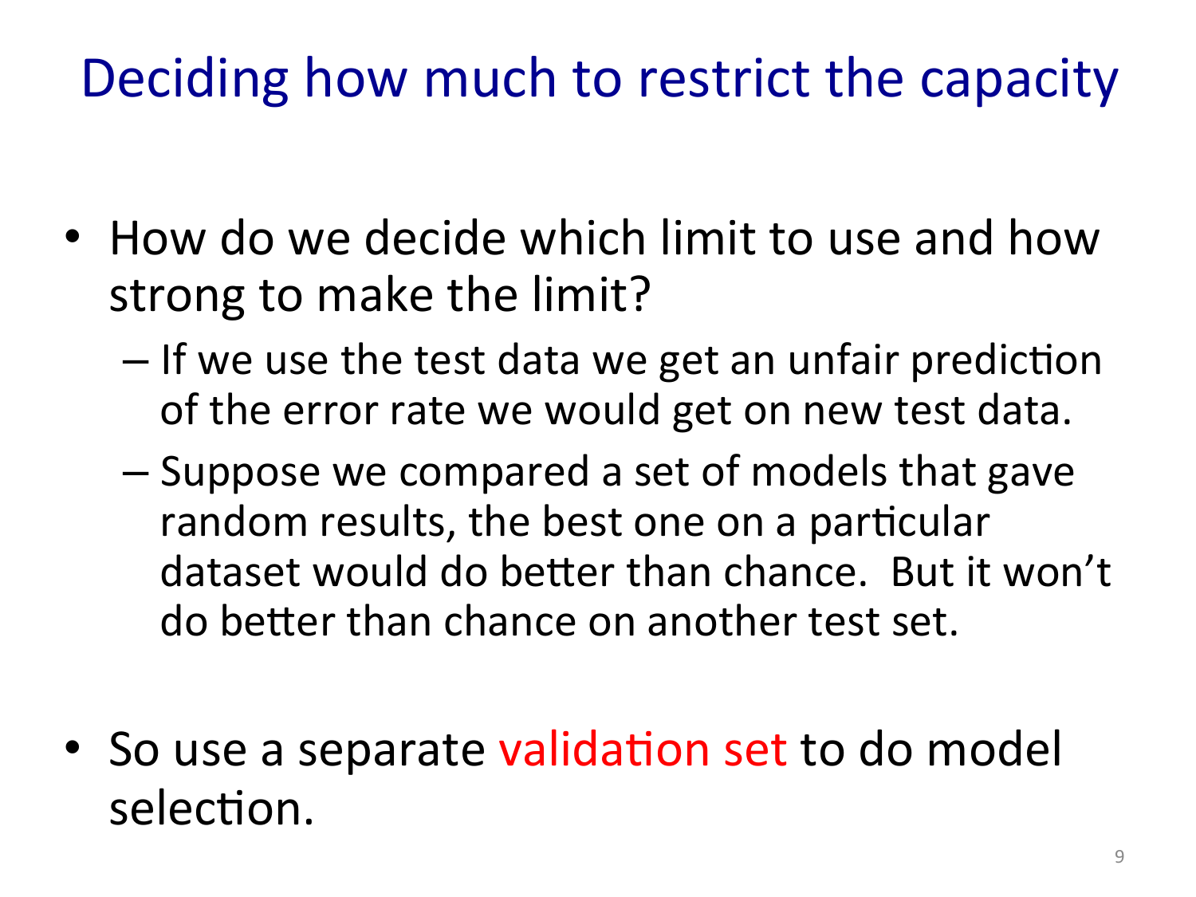# Deciding how much to restrict the capacity

- How do we decide which limit to use and how strong to make the limit?
  - If we use the test data we get an unfair prediction of the error rate we would get on new test data.
  - Suppose we compared a set of models that gave random results, the best one on a particular dataset would do better than chance. But it won't do better than chance on another test set.

- So use a separate validation set to do model selection.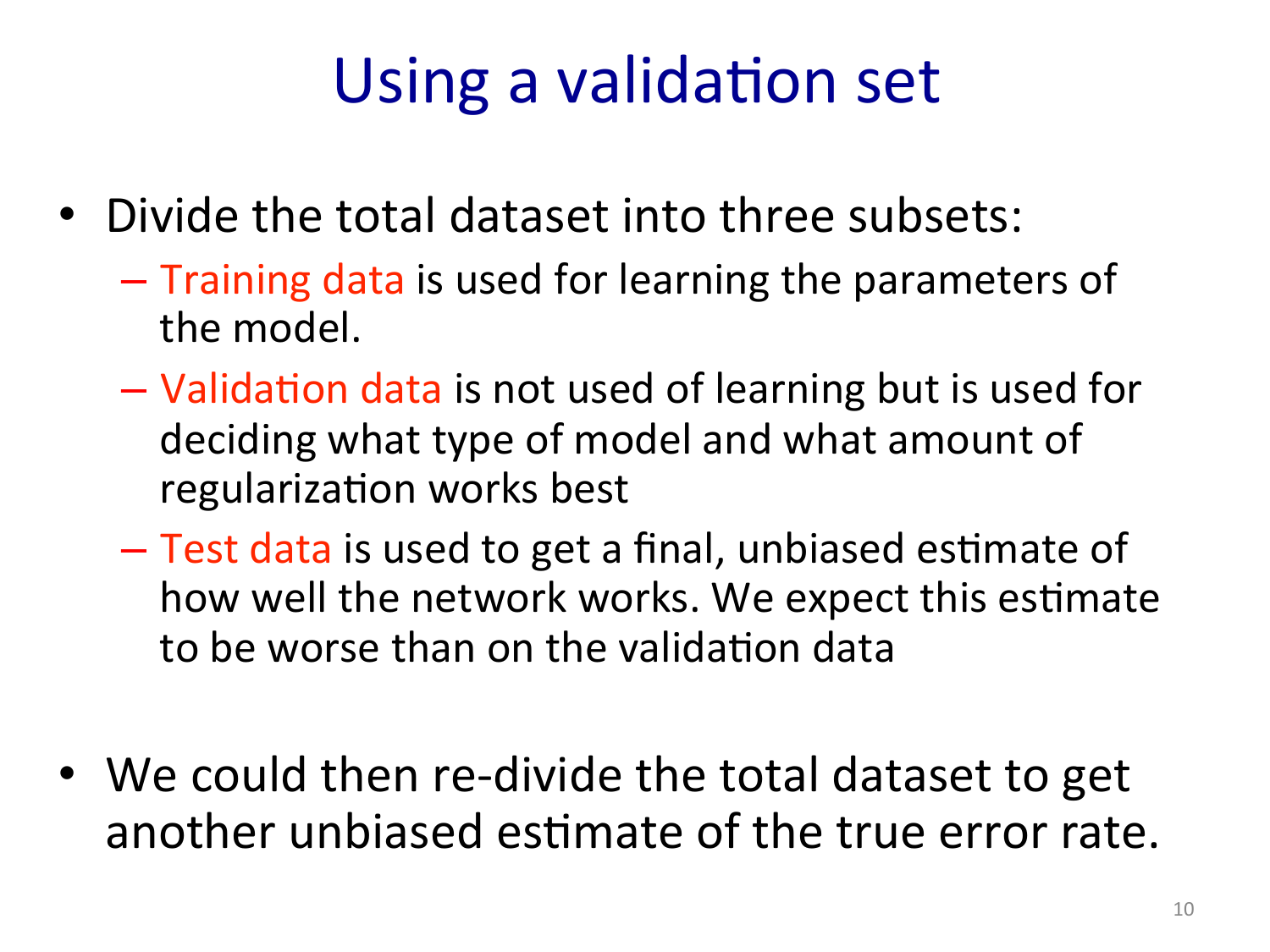# Using a validation set

- Divide the total dataset into three subsets:
  - Training data is used for learning the parameters of the model.
  - Validation data is not used of learning but is used for deciding what type of model and what amount of regularization works best
  - Test data is used to get a final, unbiased estimate of how well the network works. We expect this estimate to be worse than on the validation data

- We could then re-divide the total dataset to get another unbiased estimate of the true error rate.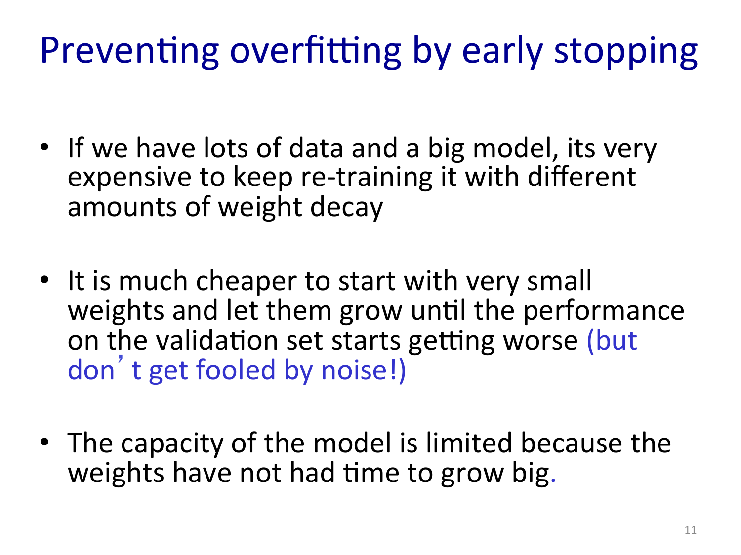# Preventing overfitting by early stopping

- If we have lots of data and a big model, its very expensive to keep re-training it with different amounts of weight decay

- It is much cheaper to start with very small weights and let them grow until the performance on the validation set starts getting worse (but don't get fooled by noise!)

- The capacity of the model is limited because the weights have not had time to grow big.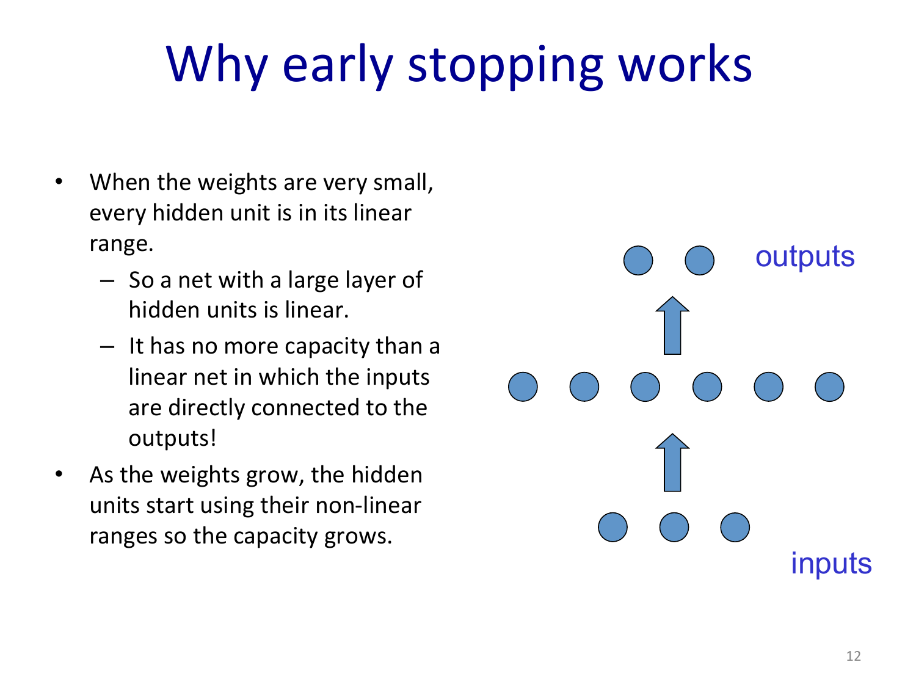# Why early stopping works

- When the weights are very small, every hidden unit is in its linear range.
  - So a net with a large layer of hidden units is linear.
  - It has no more capacity than a linear net in which the inputs are directly connected to the outputs!
- As the weights grow, the hidden units start using their non-linear ranges so the capacity grows.

outputs

inputs